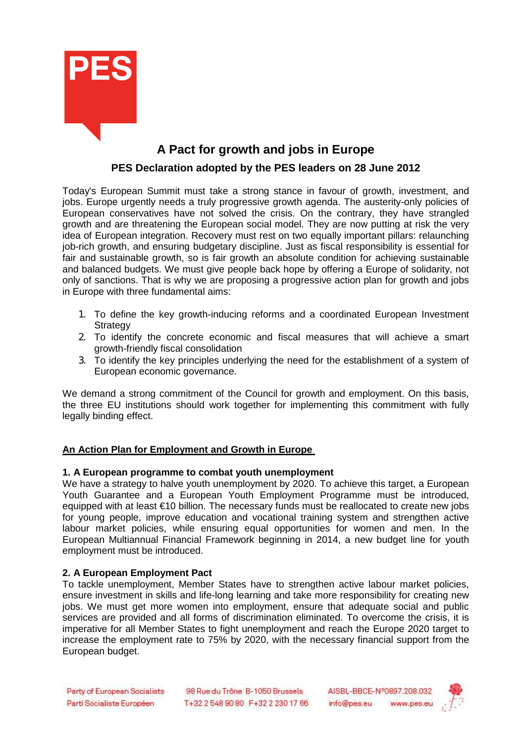# A Pact for growth and jobs in Europe

## PES Declaration adopted by the PES leaders on 28 June 2012

Today's European Summit must take a strong stance in favour of growth, investment, and jobs. Europe urgently needs a truly progressive growth agenda. The austerity-only policies of European conservatives have not solved the crisis. On the contrary, they have strangled growth and are threatening the European social model. They are now putting at risk the very idea of European integration. Recovery must rest on two equally important pillars: relaunching job-rich growth, and ensuring budgetary discipline. Just as fiscal responsibility is essential for fair and sustainable growth, so is fair growth an absolute condition for achieving sustainable and balanced budgets. We must give people back hope by offering a Europe of solidarity, not only of sanctions. That is why we are proposing a progressive action plan for growth and jobs in Europe with three fundamental aims:

1. To define the key growth-inducing reforms and a coordinated European Investment Strategy
2. To identify the concrete economic and fiscal measures that will achieve a smart growth-friendly fiscal consolidation
3. To identify the key principles underlying the need for the establishment of a system of European economic governance.

We demand a strong commitment of the Council for growth and employment. On this basis, the three EU institutions should work together for implementing this commitment with fully legally binding effect.

### An Action Plan for Employment and Growth in Europe

**1. A European programme to combat youth unemployment**

We have a strategy to halve youth unemployment by 2020. To achieve this target, a European Youth Guarantee and a European Youth Employment Programme must be introduced, equipped with at least €10 billion. The necessary funds must be reallocated to create new jobs for young people, improve education and vocational training system and strengthen active labour market policies, while ensuring equal opportunities for women and men. In the European Multiannual Financial Framework beginning in 2014, a new budget line for youth employment must be introduced.

**2. A European Employment Pact**

To tackle unemployment, Member States have to strengthen active labour market policies, ensure investment in skills and life-long learning and take more responsibility for creating new jobs. We must get more women into employment, ensure that adequate social and public services are provided and all forms of discrimination eliminated. To overcome the crisis, it is imperative for all Member States to fight unemployment and reach the Europe 2020 target to increase the employment rate to 75% by 2020, with the necessary financial support from the European budget.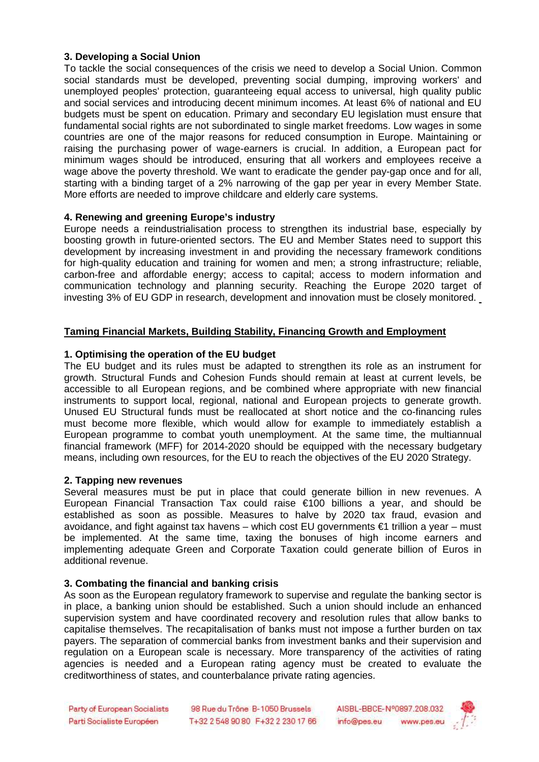### 3. Developing a Social Union

To tackle the social consequences of the crisis we need to develop a Social Union. Common social standards must be developed, preventing social dumping, improving workers' and unemployed peoples' protection, guaranteeing equal access to universal, high quality public and social services and introducing decent minimum incomes. At least 6% of national and EU budgets must be spent on education. Primary and secondary EU legislation must ensure that fundamental social rights are not subordinated to single market freedoms. Low wages in some countries are one of the major reasons for reduced consumption in Europe. Maintaining or raising the purchasing power of wage-earners is crucial. In addition, a European pact for minimum wages should be introduced, ensuring that all workers and employees receive a wage above the poverty threshold. We want to eradicate the gender pay-gap once and for all, starting with a binding target of a 2% narrowing of the gap per year in every Member State. More efforts are needed to improve childcare and elderly care systems.

### 4. Renewing and greening Europe's industry

Europe needs a reindustrialisation process to strengthen its industrial base, especially by boosting growth in future-oriented sectors. The EU and Member States need to support this development by increasing investment in and providing the necessary framework conditions for high-quality education and training for women and men; a strong infrastructure; reliable, carbon-free and affordable energy; access to capital; access to modern information and communication technology and planning security. Reaching the Europe 2020 target of investing 3% of EU GDP in research, development and innovation must be closely monitored.

## Taming Financial Markets, Building Stability, Financing Growth and Employment

### 1. Optimising the operation of the EU budget

The EU budget and its rules must be adapted to strengthen its role as an instrument for growth. Structural Funds and Cohesion Funds should remain at least at current levels, be accessible to all European regions, and be combined where appropriate with new financial instruments to support local, regional, national and European projects to generate growth. Unused EU Structural funds must be reallocated at short notice and the co-financing rules must become more flexible, which would allow for example to immediately establish a European programme to combat youth unemployment. At the same time, the multiannual financial framework (MFF) for 2014-2020 should be equipped with the necessary budgetary means, including own resources, for the EU to reach the objectives of the EU 2020 Strategy.

### 2. Tapping new revenues

Several measures must be put in place that could generate billion in new revenues. A European Financial Transaction Tax could raise €100 billions a year, and should be established as soon as possible. Measures to halve by 2020 tax fraud, evasion and avoidance, and fight against tax havens – which cost EU governments €1 trillion a year – must be implemented. At the same time, taxing the bonuses of high income earners and implementing adequate Green and Corporate Taxation could generate billion of Euros in additional revenue.

### 3. Combating the financial and banking crisis

As soon as the European regulatory framework to supervise and regulate the banking sector is in place, a banking union should be established. Such a union should include an enhanced supervision system and have coordinated recovery and resolution rules that allow banks to capitalise themselves. The recapitalisation of banks must not impose a further burden on tax payers. The separation of commercial banks from investment banks and their supervision and regulation on a European scale is necessary. More transparency of the activities of rating agencies is needed and a European rating agency must be created to evaluate the creditworthiness of states, and counterbalance private rating agencies.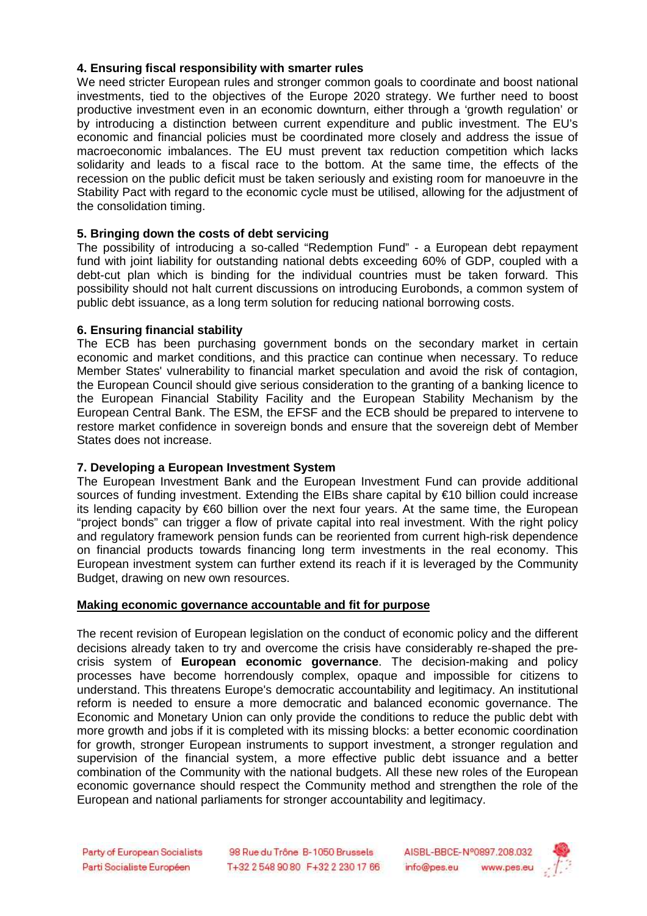**4. Ensuring fiscal responsibility with smarter rules**

We need stricter European rules and stronger common goals to coordinate and boost national investments, tied to the objectives of the Europe 2020 strategy. We further need to boost productive investment even in an economic downturn, either through a 'growth regulation' or by introducing a distinction between current expenditure and public investment. The EU's economic and financial policies must be coordinated more closely and address the issue of macroeconomic imbalances. The EU must prevent tax reduction competition which lacks solidarity and leads to a fiscal race to the bottom. At the same time, the effects of the recession on the public deficit must be taken seriously and existing room for manoeuvre in the Stability Pact with regard to the economic cycle must be utilised, allowing for the adjustment of the consolidation timing.

**5. Bringing down the costs of debt servicing**

The possibility of introducing a so-called "Redemption Fund" - a European debt repayment fund with joint liability for outstanding national debts exceeding 60% of GDP, coupled with a debt-cut plan which is binding for the individual countries must be taken forward. This possibility should not halt current discussions on introducing Eurobonds, a common system of public debt issuance, as a long term solution for reducing national borrowing costs.

**6. Ensuring financial stability**

The ECB has been purchasing government bonds on the secondary market in certain economic and market conditions, and this practice can continue when necessary. To reduce Member States' vulnerability to financial market speculation and avoid the risk of contagion, the European Council should give serious consideration to the granting of a banking licence to the European Financial Stability Facility and the European Stability Mechanism by the European Central Bank. The ESM, the EFSF and the ECB should be prepared to intervene to restore market confidence in sovereign bonds and ensure that the sovereign debt of Member States does not increase.

**7. Developing a European Investment System**

The European Investment Bank and the European Investment Fund can provide additional sources of funding investment. Extending the EIBs share capital by €10 billion could increase its lending capacity by €60 billion over the next four years. At the same time, the European "project bonds" can trigger a flow of private capital into real investment. With the right policy and regulatory framework pension funds can be reoriented from current high-risk dependence on financial products towards financing long term investments in the real economy. This European investment system can further extend its reach if it is leveraged by the Community Budget, drawing on new own resources.

**<u>Making economic governance accountable and fit for purpose</u>**

The recent revision of European legislation on the conduct of economic policy and the different decisions already taken to try and overcome the crisis have considerably re-shaped the pre-crisis system of **European economic governance**. The decision-making and policy processes have become horrendously complex, opaque and impossible for citizens to understand. This threatens Europe's democratic accountability and legitimacy. An institutional reform is needed to ensure a more democratic and balanced economic governance. The Economic and Monetary Union can only provide the conditions to reduce the public debt with more growth and jobs if it is completed with its missing blocks: a better economic coordination for growth, stronger European instruments to support investment, a stronger regulation and supervision of the financial system, a more effective public debt issuance and a better combination of the Community with the national budgets. All these new roles of the European economic governance should respect the Community method and strengthen the role of the European and national parliaments for stronger accountability and legitimacy.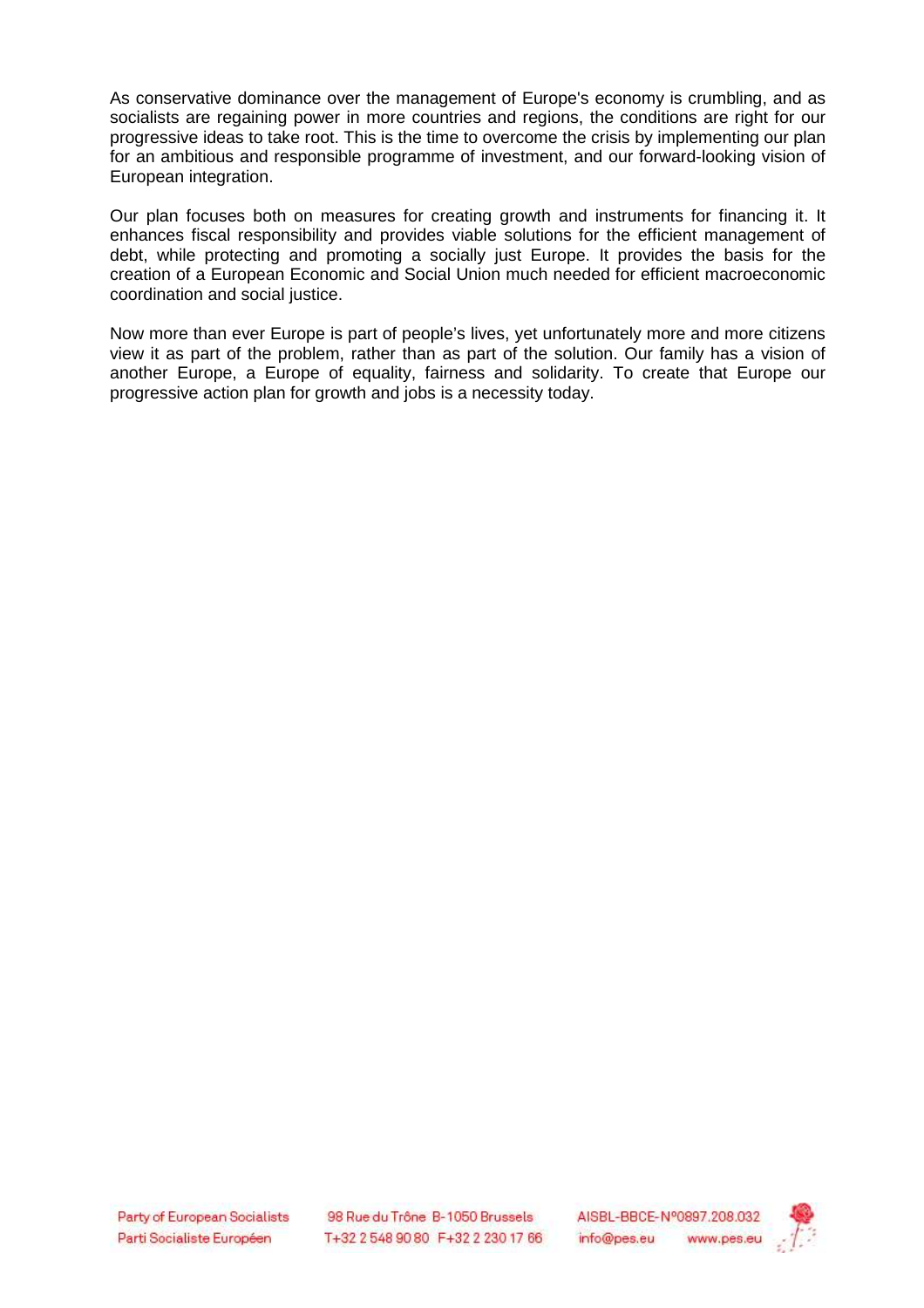As conservative dominance over the management of Europe's economy is crumbling, and as socialists are regaining power in more countries and regions, the conditions are right for our progressive ideas to take root. This is the time to overcome the crisis by implementing our plan for an ambitious and responsible programme of investment, and our forward-looking vision of European integration.

Our plan focuses both on measures for creating growth and instruments for financing it. It enhances fiscal responsibility and provides viable solutions for the efficient management of debt, while protecting and promoting a socially just Europe. It provides the basis for the creation of a European Economic and Social Union much needed for efficient macroeconomic coordination and social justice.

Now more than ever Europe is part of people's lives, yet unfortunately more and more citizens view it as part of the problem, rather than as part of the solution. Our family has a vision of another Europe, a Europe of equality, fairness and solidarity. To create that Europe our progressive action plan for growth and jobs is a necessity today.